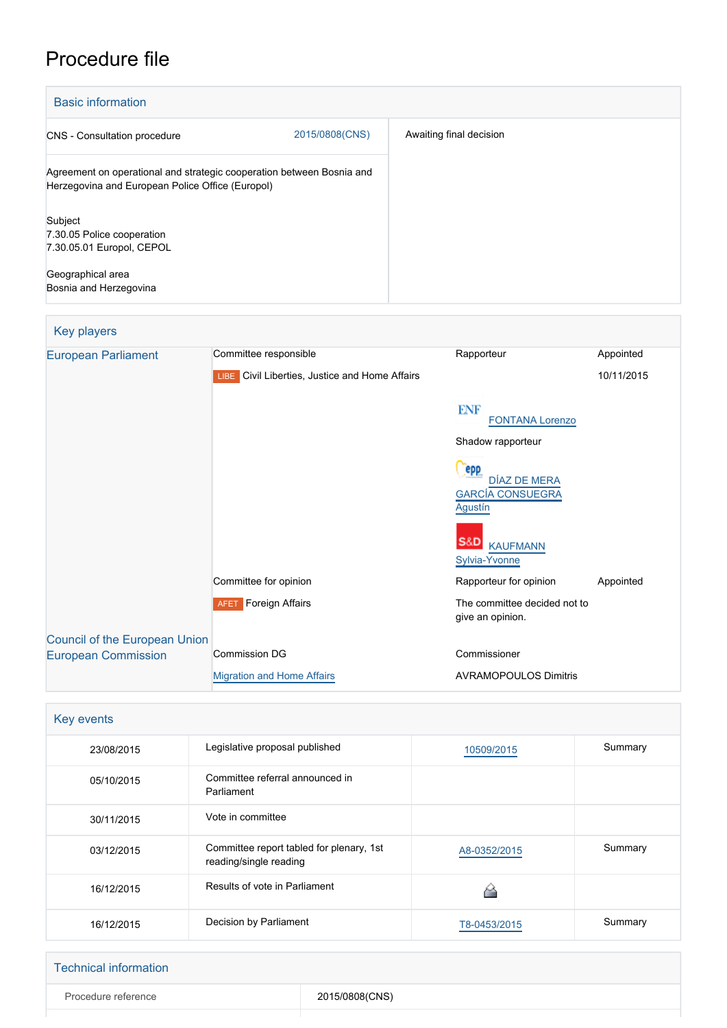# Procedure file

## Basic information

| | |
|---|---|
| CNS - Consultation procedure 2015/0808(CNS) | Awaiting final decision |
| Agreement on operational and strategic cooperation between Bosnia and Herzegovina and European Police Office (Europol) | |
| Subject<br>7.30.05 Police cooperation<br>7.30.05.01 Europol, CEPOL | |
| Geographical area<br>Bosnia and Herzegovina | |

## Key players

| | | | |
|---|---|---|---|
| European Parliament | Committee responsible | Rapporteur | Appointed |
| | LIBE Civil Liberties, Justice and Home Affairs | | 10/11/2015 |
| | | ENF FONTANA Lorenzo | |
| | | Shadow rapporteur | |
| | | EPP DÍAZ DE MERA GARCÍA CONSUEGRA Agustín | |
| | | S&D KAUFMANN Sylvia-Yvonne | |
| | Committee for opinion | Rapporteur for opinion | Appointed |
| | AFET Foreign Affairs | The committee decided not to give an opinion. | |
| Council of the European Union | | | |
| European Commission | Commission DG | Commissioner | |
| | Migration and Home Affairs | AVRAMOPOULOS Dimitris | |

## Key events

| | | | |
|---|---|---|---|
| 23/08/2015 | Legislative proposal published | 10509/2015 | Summary |
| 05/10/2015 | Committee referral announced in Parliament | | |
| 30/11/2015 | Vote in committee | | |
| 03/12/2015 | Committee report tabled for plenary, 1st reading/single reading | A8-0352/2015 | Summary |
| 16/12/2015 | Results of vote in Parliament | | |
| 16/12/2015 | Decision by Parliament | T8-0453/2015 | Summary |

## Technical information

| | |
|---|---|
| Procedure reference | 2015/0808(CNS) |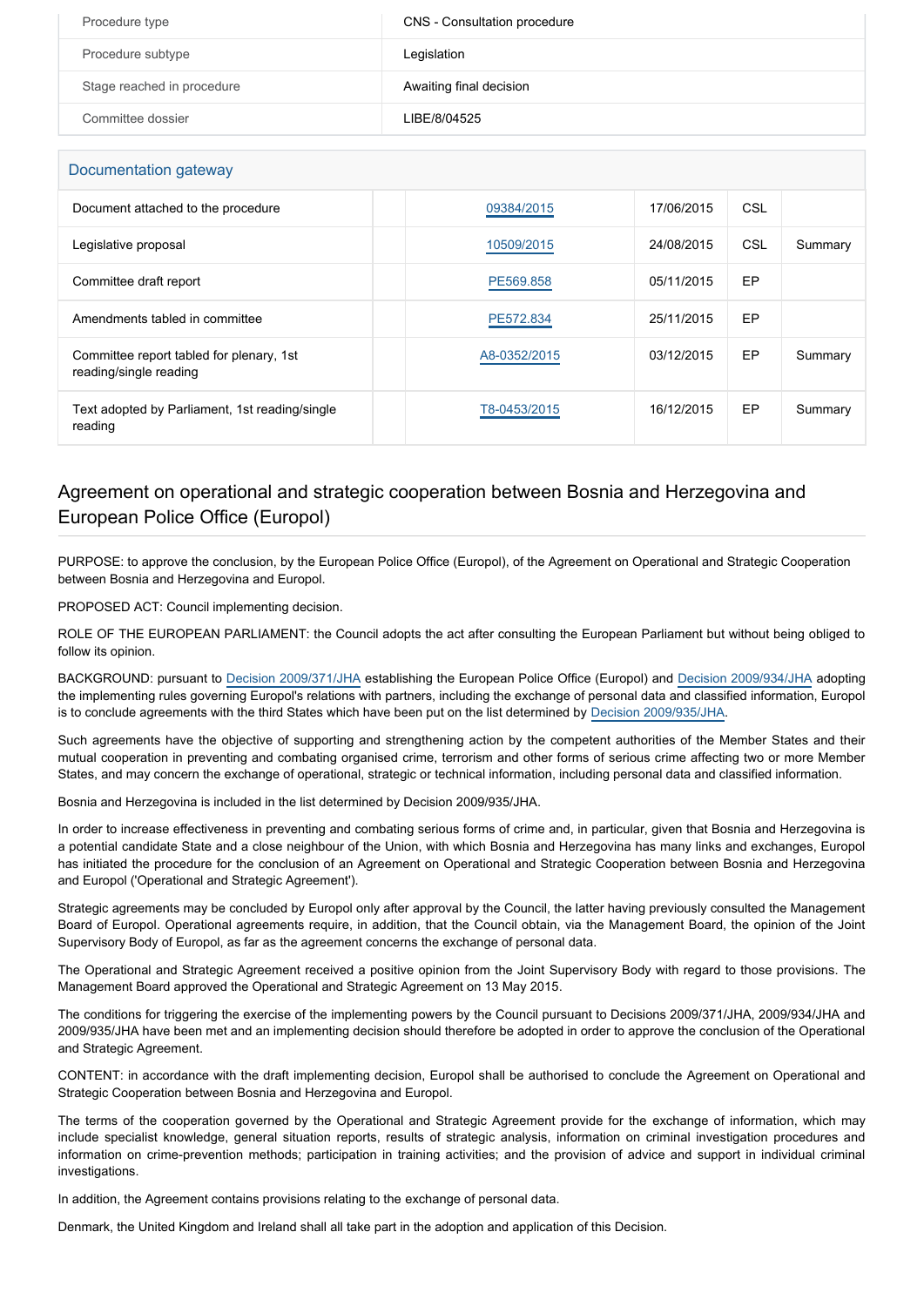| Procedure type | CNS - Consultation procedure |
| --- | --- |
| Procedure subtype | Legislation |
| Stage reached in procedure | Awaiting final decision |
| Committee dossier | LIBE/8/04525 |

## Documentation gateway

| | | | | | |
| --- | --- | --- | --- | --- | --- |
| Document attached to the procedure | | 09384/2015 | 17/06/2015 | CSL | |
| Legislative proposal | | 10509/2015 | 24/08/2015 | CSL | Summary |
| Committee draft report | | PE569.858 | 05/11/2015 | EP | |
| Amendments tabled in committee | | PE572.834 | 25/11/2015 | EP | |
| Committee report tabled for plenary, 1st reading/single reading | | A8-0352/2015 | 03/12/2015 | EP | Summary |
| Text adopted by Parliament, 1st reading/single reading | | T8-0453/2015 | 16/12/2015 | EP | Summary |

## Agreement on operational and strategic cooperation between Bosnia and Herzegovina and European Police Office (Europol)

PURPOSE: to approve the conclusion, by the European Police Office (Europol), of the Agreement on Operational and Strategic Cooperation between Bosnia and Herzegovina and Europol.

PROPOSED ACT: Council implementing decision.

ROLE OF THE EUROPEAN PARLIAMENT: the Council adopts the act after consulting the European Parliament but without being obliged to follow its opinion.

BACKGROUND: pursuant to Decision 2009/371/JHA establishing the European Police Office (Europol) and Decision 2009/934/JHA adopting the implementing rules governing Europol's relations with partners, including the exchange of personal data and classified information, Europol is to conclude agreements with the third States which have been put on the list determined by Decision 2009/935/JHA.

Such agreements have the objective of supporting and strengthening action by the competent authorities of the Member States and their mutual cooperation in preventing and combating organised crime, terrorism and other forms of serious crime affecting two or more Member States, and may concern the exchange of operational, strategic or technical information, including personal data and classified information.

Bosnia and Herzegovina is included in the list determined by Decision 2009/935/JHA.

In order to increase effectiveness in preventing and combating serious forms of crime and, in particular, given that Bosnia and Herzegovina is a potential candidate State and a close neighbour of the Union, with which Bosnia and Herzegovina has many links and exchanges, Europol has initiated the procedure for the conclusion of an Agreement on Operational and Strategic Cooperation between Bosnia and Herzegovina and Europol ('Operational and Strategic Agreement').

Strategic agreements may be concluded by Europol only after approval by the Council, the latter having previously consulted the Management Board of Europol. Operational agreements require, in addition, that the Council obtain, via the Management Board, the opinion of the Joint Supervisory Body of Europol, as far as the agreement concerns the exchange of personal data.

The Operational and Strategic Agreement received a positive opinion from the Joint Supervisory Body with regard to those provisions. The Management Board approved the Operational and Strategic Agreement on 13 May 2015.

The conditions for triggering the exercise of the implementing powers by the Council pursuant to Decisions 2009/371/JHA, 2009/934/JHA and 2009/935/JHA have been met and an implementing decision should therefore be adopted in order to approve the conclusion of the Operational and Strategic Agreement.

CONTENT: in accordance with the draft implementing decision, Europol shall be authorised to conclude the Agreement on Operational and Strategic Cooperation between Bosnia and Herzegovina and Europol.

The terms of the cooperation governed by the Operational and Strategic Agreement provide for the exchange of information, which may include specialist knowledge, general situation reports, results of strategic analysis, information on criminal investigation procedures and information on crime-prevention methods; participation in training activities; and the provision of advice and support in individual criminal investigations.

In addition, the Agreement contains provisions relating to the exchange of personal data.

Denmark, the United Kingdom and Ireland shall all take part in the adoption and application of this Decision.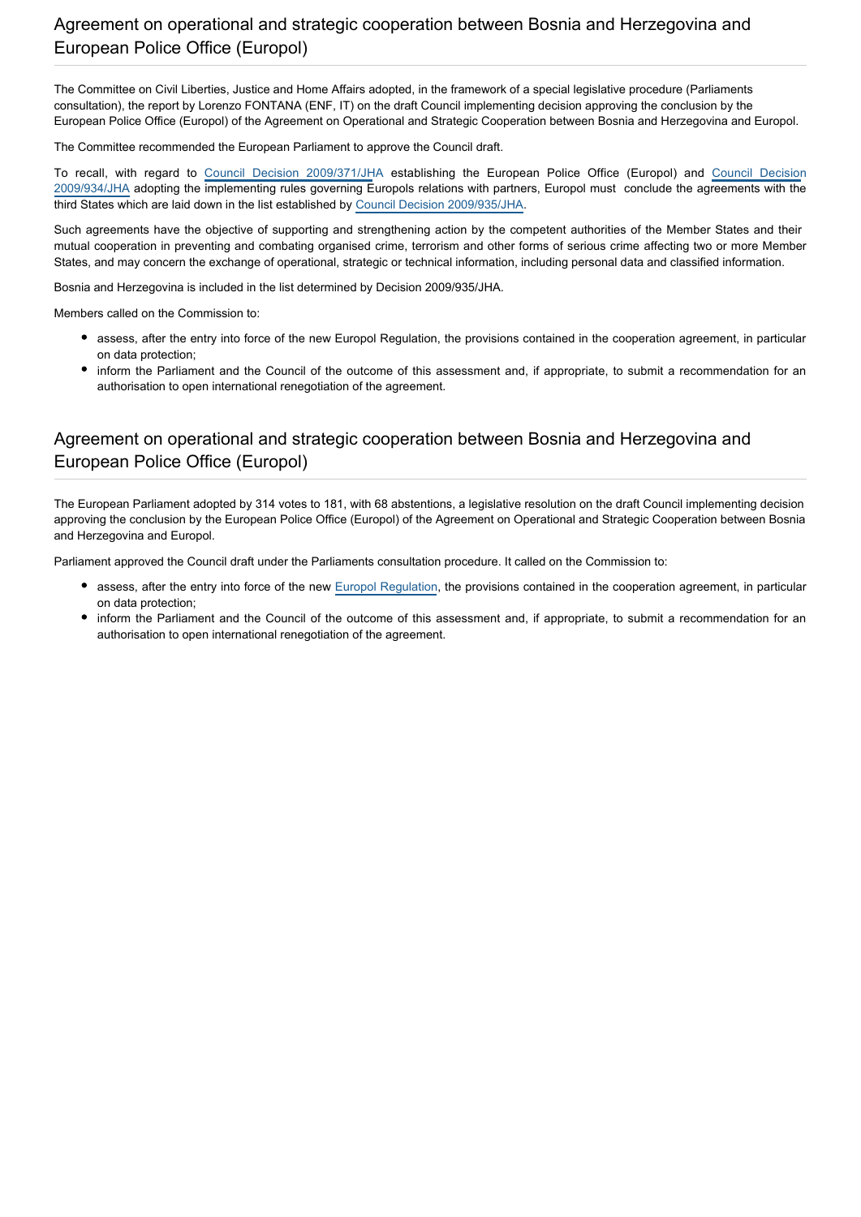## Agreement on operational and strategic cooperation between Bosnia and Herzegovina and European Police Office (Europol)

The Committee on Civil Liberties, Justice and Home Affairs adopted, in the framework of a special legislative procedure (Parliaments consultation), the report by Lorenzo FONTANA (ENF, IT) on the draft Council implementing decision approving the conclusion by the European Police Office (Europol) of the Agreement on Operational and Strategic Cooperation between Bosnia and Herzegovina and Europol.

The Committee recommended the European Parliament to approve the Council draft.

To recall, with regard to Council Decision 2009/371/JHA establishing the European Police Office (Europol) and Council Decision 2009/934/JHA adopting the implementing rules governing Europols relations with partners, Europol must conclude the agreements with the third States which are laid down in the list established by Council Decision 2009/935/JHA.

Such agreements have the objective of supporting and strengthening action by the competent authorities of the Member States and their mutual cooperation in preventing and combating organised crime, terrorism and other forms of serious crime affecting two or more Member States, and may concern the exchange of operational, strategic or technical information, including personal data and classified information.

Bosnia and Herzegovina is included in the list determined by Decision 2009/935/JHA.

Members called on the Commission to:

- assess, after the entry into force of the new Europol Regulation, the provisions contained in the cooperation agreement, in particular on data protection;
- inform the Parliament and the Council of the outcome of this assessment and, if appropriate, to submit a recommendation for an authorisation to open international renegotiation of the agreement.

## Agreement on operational and strategic cooperation between Bosnia and Herzegovina and European Police Office (Europol)

The European Parliament adopted by 314 votes to 181, with 68 abstentions, a legislative resolution on the draft Council implementing decision approving the conclusion by the European Police Office (Europol) of the Agreement on Operational and Strategic Cooperation between Bosnia and Herzegovina and Europol.

Parliament approved the Council draft under the Parliaments consultation procedure. It called on the Commission to:

- assess, after the entry into force of the new Europol Regulation, the provisions contained in the cooperation agreement, in particular on data protection;
- inform the Parliament and the Council of the outcome of this assessment and, if appropriate, to submit a recommendation for an authorisation to open international renegotiation of the agreement.